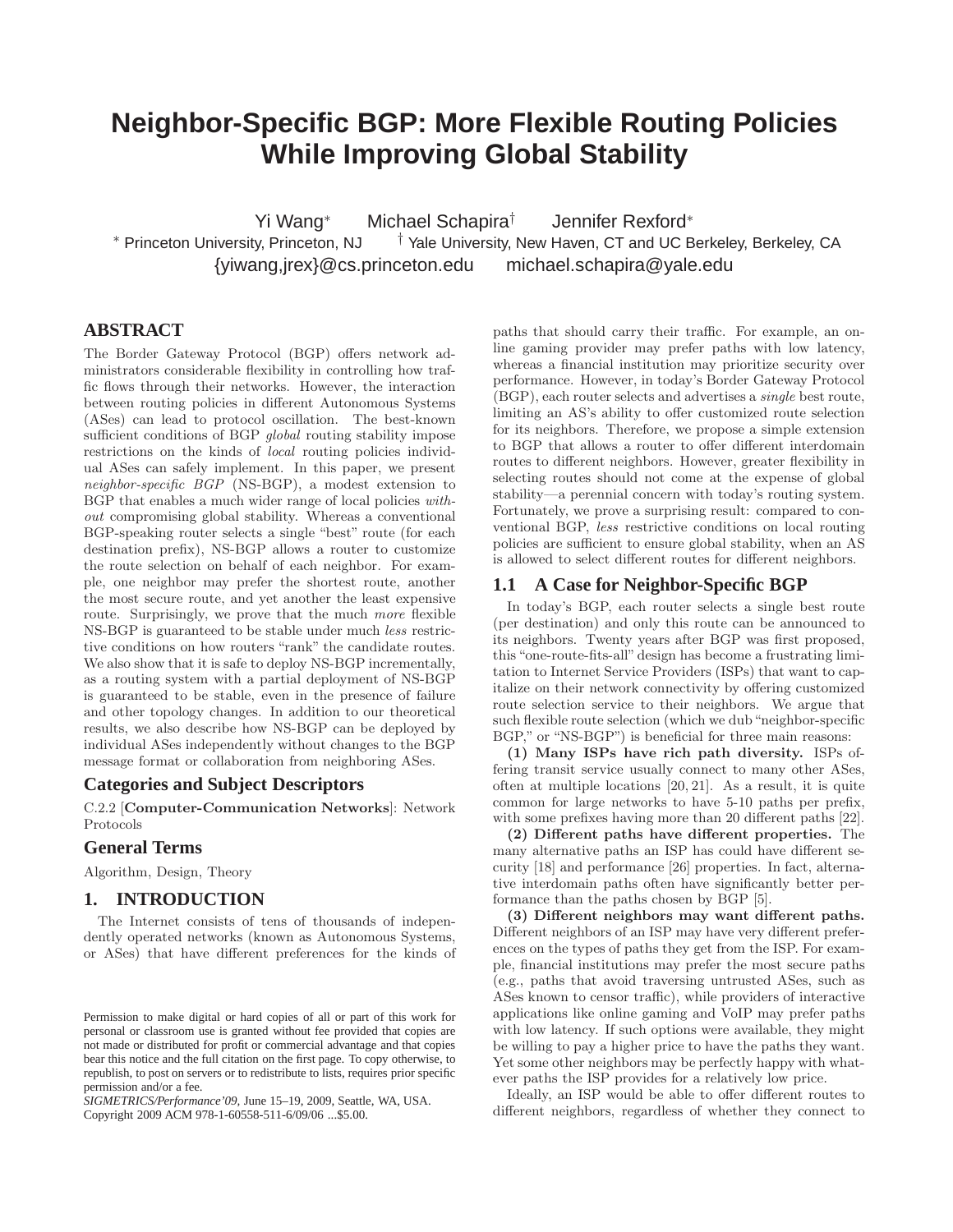# Neighbor-Specific BGP: More Flexible Routing Policies While Improving Global Stability

Yi Wang* Michael Schapira† Jennifer Rexford*

* Princeton University, Princeton, NJ † Yale University, New Haven, CT and UC Berkeley, Berkeley, CA

{yiwang,jrex}@cs.princeton.edu michael.schapira@yale.edu

## ABSTRACT

The Border Gateway Protocol (BGP) offers network administrators considerable flexibility in controlling how traffic flows through their networks. However, the interaction between routing policies in different Autonomous Systems (ASes) can lead to protocol oscillation. The best-known sufficient conditions of BGP *global* routing stability impose restrictions on the kinds of *local* routing policies individual ASes can safely implement. In this paper, we present *neighbor-specific BGP* (NS-BGP), a modest extension to BGP that enables a much wider range of local policies *without* compromising global stability. Whereas a conventional BGP-speaking router selects a single "best" route (for each destination prefix), NS-BGP allows a router to customize the route selection on behalf of each neighbor. For example, one neighbor may prefer the shortest route, another the most secure route, and yet another the least expensive route. Surprisingly, we prove that the much *more* flexible NS-BGP is guaranteed to be stable under much *less* restrictive conditions on how routers "rank" the candidate routes. We also show that it is safe to deploy NS-BGP incrementally, as a routing system with a partial deployment of NS-BGP is guaranteed to be stable, even in the presence of failure and other topology changes. In addition to our theoretical results, we also describe how NS-BGP can be deployed by individual ASes independently without changes to the BGP message format or collaboration from neighboring ASes.

## Categories and Subject Descriptors

C.2.2 [**Computer-Communication Networks**]: Network Protocols

## General Terms

Algorithm, Design, Theory

## 1. INTRODUCTION

The Internet consists of tens of thousands of independently operated networks (known as Autonomous Systems, or ASes) that have different preferences for the kinds of paths that should carry their traffic. For example, an online gaming provider may prefer paths with low latency, whereas a financial institution may prioritize security over performance. However, in today's Border Gateway Protocol (BGP), each router selects and advertises a *single* best route, limiting an AS's ability to offer customized route selection for its neighbors. Therefore, we propose a simple extension to BGP that allows a router to offer different interdomain routes to different neighbors. However, greater flexibility in selecting routes should not come at the expense of global stability—a perennial concern with today's routing system. Fortunately, we prove a surprising result: compared to conventional BGP, *less* restrictive conditions on local routing policies are sufficient to ensure global stability, when an AS is allowed to select different routes for different neighbors.

Permission to make digital or hard copies of all or part of this work for personal or classroom use is granted without fee provided that copies are not made or distributed for profit or commercial advantage and that copies bear this notice and the full citation on the first page. To copy otherwise, to republish, to post on servers or to redistribute to lists, requires prior specific permission and/or a fee.
*SIGMETRICS/Performance'09,* June 15–19, 2009, Seattle, WA, USA.
Copyright 2009 ACM 978-1-60558-511-6/09/06 ...$5.00.

### 1.1 A Case for Neighbor-Specific BGP

In today's BGP, each router selects a single best route (per destination) and only this route can be announced to its neighbors. Twenty years after BGP was first proposed, this "one-route-fits-all" design has become a frustrating limitation to Internet Service Providers (ISPs) that want to capitalize on their network connectivity by offering customized route selection service to their neighbors. We argue that such flexible route selection (which we dub "neighbor-specific BGP," or "NS-BGP") is beneficial for three main reasons:

**(1) Many ISPs have rich path diversity.** ISPs offering transit service usually connect to many other ASes, often at multiple locations [20, 21]. As a result, it is quite common for large networks to have 5-10 paths per prefix, with some prefixes having more than 20 different paths [22].

**(2) Different paths have different properties.** The many alternative paths an ISP has could have different security [18] and performance [26] properties. In fact, alternative interdomain paths often have significantly better performance than the paths chosen by BGP [5].

**(3) Different neighbors may want different paths.** Different neighbors of an ISP may have very different preferences on the types of paths they get from the ISP. For example, financial institutions may prefer the most secure paths (e.g., paths that avoid traversing untrusted ASes, such as ASes known to censor traffic), while providers of interactive applications like online gaming and VoIP may prefer paths with low latency. If such options were available, they might be willing to pay a higher price to have the paths they want. Yet some other neighbors may be perfectly happy with whatever paths the ISP provides for a relatively low price.

Ideally, an ISP would be able to offer different routes to different neighbors, regardless of whether they connect to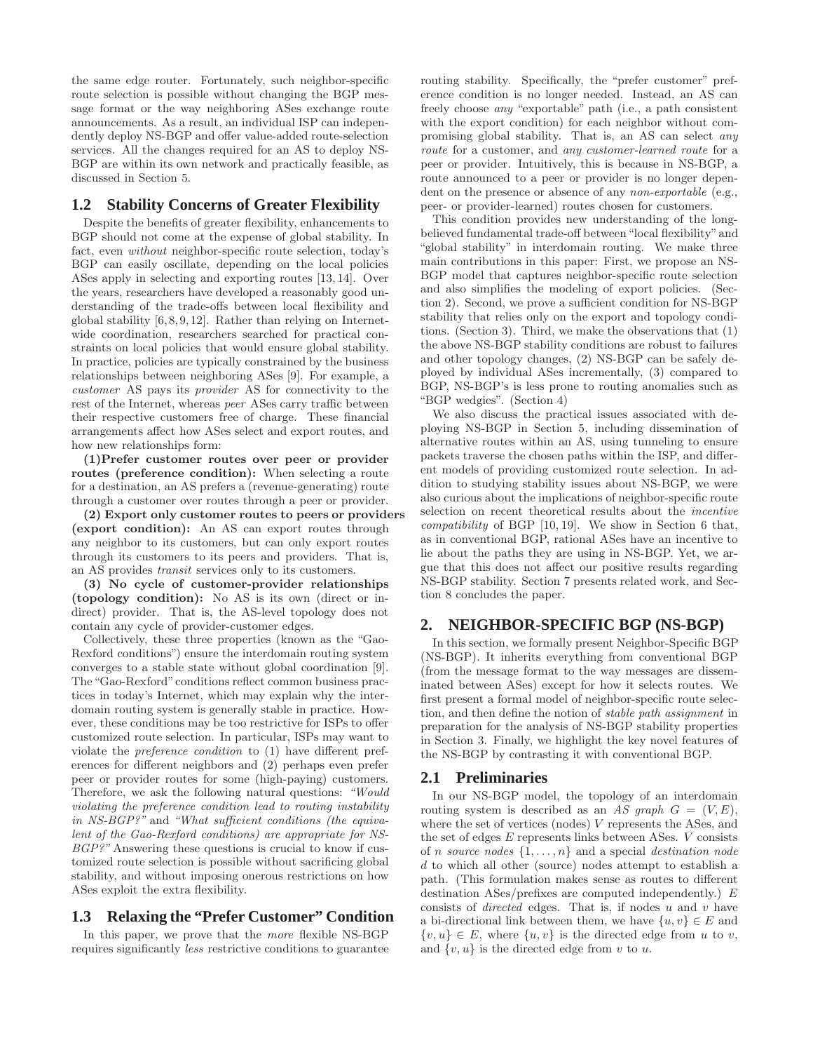the same edge router. Fortunately, such neighbor-specific route selection is possible without changing the BGP message format or the way neighboring ASes exchange route announcements. As a result, an individual ISP can independently deploy NS-BGP and offer value-added route-selection services. All the changes required for an AS to deploy NS-BGP are within its own network and practically feasible, as discussed in Section 5.

## 1.2 Stability Concerns of Greater Flexibility

Despite the benefits of greater flexibility, enhancements to BGP should not come at the expense of global stability. In fact, even *without* neighbor-specific route selection, today's BGP can easily oscillate, depending on the local policies ASes apply in selecting and exporting routes [13, 14]. Over the years, researchers have developed a reasonably good understanding of the trade-offs between local flexibility and global stability [6, 8, 9, 12]. Rather than relying on Internet-wide coordination, researchers searched for practical constraints on local policies that would ensure global stability. In practice, policies are typically constrained by the business relationships between neighboring ASes [9]. For example, a *customer* AS pays its *provider* AS for connectivity to the rest of the Internet, whereas *peer* ASes carry traffic between their respective customers free of charge. These financial arrangements affect how ASes select and export routes, and how new relationships form:

**(1)Prefer customer routes over peer or provider routes (preference condition):** When selecting a route for a destination, an AS prefers a (revenue-generating) route through a customer over routes through a peer or provider.

**(2) Export only customer routes to peers or providers (export condition):** An AS can export routes through any neighbor to its customers, but can only export routes through its customers to its peers and providers. That is, an AS provides *transit* services only to its customers.

**(3) No cycle of customer-provider relationships (topology condition):** No AS is its own (direct or indirect) provider. That is, the AS-level topology does not contain any cycle of provider-customer edges.

Collectively, these three properties (known as the "Gao-Rexford conditions") ensure the interdomain routing system converges to a stable state without global coordination [9]. The "Gao-Rexford" conditions reflect common business practices in today's Internet, which may explain why the interdomain routing system is generally stable in practice. However, these conditions may be too restrictive for ISPs to offer customized route selection. In particular, ISPs may want to violate the *preference condition* to (1) have different preferences for different neighbors and (2) perhaps even prefer peer or provider routes for some (high-paying) customers. Therefore, we ask the following natural questions: *"Would violating the preference condition lead to routing instability in NS-BGP?"* and *"What sufficient conditions (the equivalent of the Gao-Rexford conditions) are appropriate for NS-BGP?"* Answering these questions is crucial to know if customized route selection is possible without sacrificing global stability, and without imposing onerous restrictions on how ASes exploit the extra flexibility.

## 1.3 Relaxing the "Prefer Customer" Condition

In this paper, we prove that the *more* flexible NS-BGP requires significantly *less* restrictive conditions to guarantee routing stability. Specifically, the "prefer customer" preference condition is no longer needed. Instead, an AS can freely choose *any* "exportable" path (i.e., a path consistent with the export condition) for each neighbor without compromising global stability. That is, an AS can select *any route* for a customer, and *any customer-learned route* for a peer or provider. Intuitively, this is because in NS-BGP, a route announced to a peer or provider is no longer dependent on the presence or absence of any *non-exportable* (e.g., peer- or provider-learned) routes chosen for customers.

This condition provides new understanding of the long-believed fundamental trade-off between "local flexibility" and "global stability" in interdomain routing. We make three main contributions in this paper: First, we propose an NS-BGP model that captures neighbor-specific route selection and also simplifies the modeling of export policies. (Section 2). Second, we prove a sufficient condition for NS-BGP stability that relies only on the export and topology conditions. (Section 3). Third, we make the observations that (1) the above NS-BGP stability conditions are robust to failures and other topology changes, (2) NS-BGP can be safely deployed by individual ASes incrementally, (3) compared to BGP, NS-BGP's is less prone to routing anomalies such as "BGP wedgies". (Section 4)

We also discuss the practical issues associated with deploying NS-BGP in Section 5, including dissemination of alternative routes within an AS, using tunneling to ensure packets traverse the chosen paths within the ISP, and different models of providing customized route selection. In addition to studying stability issues about NS-BGP, we were also curious about the implications of neighbor-specific route selection on recent theoretical results about the *incentive compatibility* of BGP [10, 19]. We show in Section 6 that, as in conventional BGP, rational ASes have an incentive to lie about the paths they are using in NS-BGP. Yet, we argue that this does not affect our positive results regarding NS-BGP stability. Section 7 presents related work, and Section 8 concludes the paper.

# 2. NEIGHBOR-SPECIFIC BGP (NS-BGP)

In this section, we formally present Neighbor-Specific BGP (NS-BGP). It inherits everything from conventional BGP (from the message format to the way messages are disseminated between ASes) except for how it selects routes. We first present a formal model of neighbor-specific route selection, and then define the notion of *stable path assignment* in preparation for the analysis of NS-BGP stability properties in Section 3. Finally, we highlight the key novel features of the NS-BGP by contrasting it with conventional BGP.

## 2.1 Preliminaries

In our NS-BGP model, the topology of an interdomain routing system is described as an *AS graph* $G = (V, E)$, where the set of vertices (nodes) $V$ represents the ASes, and the set of edges $E$ represents links between ASes. $V$ consists of $n$ *source nodes* $\{1, \ldots, n\}$ and a special *destination node* $d$ to which all other (source) nodes attempt to establish a path. (This formulation makes sense as routes to different destination ASes/prefixes are computed independently.) $E$ consists of *directed* edges. That is, if nodes $u$ and $v$ have a bi-directional link between them, we have $\{u, v\} \in E$ and $\{v, u\} \in E$, where $\{u, v\}$ is the directed edge from $u$ to $v$, and $\{v, u\}$ is the directed edge from $v$ to $u$.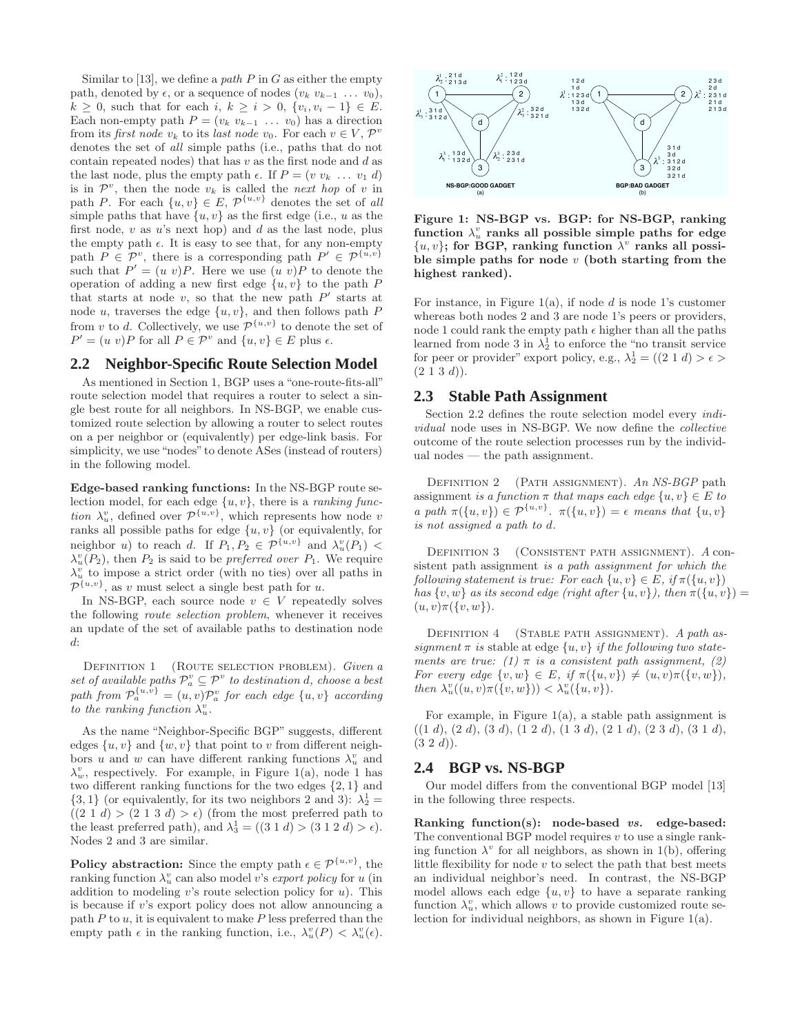Similar to [13], we define a *path* $P$ in $G$ as either the empty path, denoted by $\epsilon$, or a sequence of nodes $(v_k\ v_{k-1}\ \ldots\ v_0)$, $k \geq 0$, such that for each $i$, $k \geq i > 0$, $\{v_i, v_i - 1\} \in E$. Each non-empty path $P = (v_k\ v_{k-1}\ \ldots\ v_0)$ has a direction from its *first node* $v_k$ to its *last node* $v_0$. For each $v \in V$, $\mathcal{P}^v$ denotes the set of *all* simple paths (i.e., paths that do not contain repeated nodes) that has $v$ as the first node and $d$ as the last node, plus the empty path $\epsilon$. If $P = (v\ v_k\ \ldots\ v_1\ d)$ is in $\mathcal{P}^v$, then the node $v_k$ is called the *next hop* of $v$ in path $P$. For each $\{u, v\} \in E$, $\mathcal{P}^{\{u,v\}}$ denotes the set of *all* simple paths that have $\{u, v\}$ as the first edge (i.e., $u$ as the first node, $v$ as $u$'s next hop) and $d$ as the last node, plus the empty path $\epsilon$. It is easy to see that, for any non-empty path $P \in \mathcal{P}^v$, there is a corresponding path $P' \in \mathcal{P}^{\{u,v\}}$ such that $P' = (u\ v)P$. Here we use $(u\ v)P$ to denote the operation of adding a new first edge $\{u, v\}$ to the path $P$ that starts at node $v$, so that the new path $P'$ starts at node $u$, traverses the edge $\{u, v\}$, and then follows path $P$ from $v$ to $d$. Collectively, we use $\mathcal{P}^{\{u,v\}}$ to denote the set of $P' = (u\ v)P$ for all $P \in \mathcal{P}^v$ and $\{u, v\} \in E$ plus $\epsilon$.

## 2.2 Neighbor-Specific Route Selection Model

As mentioned in Section 1, BGP uses a "one-route-fits-all" route selection model that requires a router to select a single best route for all neighbors. In NS-BGP, we enable customized route selection by allowing a router to select routes on a per neighbor or (equivalently) per edge-link basis. For simplicity, we use "nodes" to denote ASes (instead of routers) in the following model.

**Edge-based ranking functions:** In the NS-BGP route selection model, for each edge $\{u, v\}$, there is a *ranking function* $\lambda_u^v$, defined over $\mathcal{P}^{\{u,v\}}$, which represents how node $v$ ranks all possible paths for edge $\{u, v\}$ (or equivalently, for neighbor $u$) to reach $d$. If $P_1, P_2 \in \mathcal{P}^{\{u,v\}}$ and $\lambda_u^v(P_1) < \lambda_u^v(P_2)$, then $P_2$ is said to be *preferred over* $P_1$. We require $\lambda_u^v$ to impose a strict order (with no ties) over all paths in $\mathcal{P}^{\{u,v\}}$, as $v$ must select a single best path for $u$.

In NS-BGP, each source node $v \in V$ repeatedly solves the following *route selection problem*, whenever it receives an update of the set of available paths to destination node $d$:

Definition 1 (Route selection problem). *Given a set of available paths $\mathcal{P}_a^v \subseteq \mathcal{P}^v$ to destination d, choose a best path from $\mathcal{P}_a^{\{u,v\}} = (u, v)\mathcal{P}_a^v$ for each edge $\{u, v\}$ according to the ranking function $\lambda_u^v$.*

As the name "Neighbor-Specific BGP" suggests, different edges $\{u, v\}$ and $\{w, v\}$ that point to $v$ from different neighbors $u$ and $w$ can have different ranking functions $\lambda_u^v$ and $\lambda_w^v$, respectively. For example, in Figure 1(a), node 1 has two different ranking functions for the two edges $\{2, 1\}$ and $\{3, 1\}$ (or equivalently, for its two neighbors 2 and 3): $\lambda_2^1 = ((2\ 1\ d) > (2\ 1\ 3\ d) > \epsilon)$ (from the most preferred path to the least preferred path), and $\lambda_3^1 = ((3\ 1\ d) > (3\ 1\ 2\ d) > \epsilon)$. Nodes 2 and 3 are similar.

**Policy abstraction:** Since the empty path $\epsilon \in \mathcal{P}^{\{u,v\}}$, the ranking function $\lambda_u^v$ can also model $v$'s *export policy* for $u$ (in addition to modeling $v$'s route selection policy for $u$). This is because if $v$'s export policy does not allow announcing a path $P$ to $u$, it is equivalent to make $P$ less preferred than the empty path $\epsilon$ in the ranking function, i.e., $\lambda_u^v(P) < \lambda_u^v(\epsilon)$.

**Figure 1: NS-BGP vs. BGP: for NS-BGP, ranking function $\lambda_u^v$ ranks all possible simple paths for edge $\{u, v\}$; for BGP, ranking function $\lambda^v$ ranks all possible simple paths for node $v$ (both starting from the highest ranked).**

For instance, in Figure 1(a), if node $d$ is node 1's customer whereas both nodes 2 and 3 are node 1's peers or providers, node 1 could rank the empty path $\epsilon$ higher than all the paths learned from node 3 in $\lambda_2^1$ to enforce the "no transit service for peer or provider" export policy, e.g., $\lambda_2^1 = ((2\ 1\ d) > \epsilon > (2\ 1\ 3\ d))$.

## 2.3 Stable Path Assignment

Section 2.2 defines the route selection model every *individual* node uses in NS-BGP. We now define the *collective* outcome of the route selection processes run by the individual nodes — the path assignment.

Definition 2 (Path assignment). *An NS-BGP* path assignment *is a function $\pi$ that maps each edge $\{u, v\} \in E$ to a path $\pi(\{u, v\}) \in \mathcal{P}^{\{u,v\}}$. $\pi(\{u, v\}) = \epsilon$ means that $\{u, v\}$ is not assigned a path to d.*

Definition 3 (Consistent path assignment). *A* consistent path assignment *is a path assignment for which the following statement is true: For each $\{u, v\} \in E$, if $\pi(\{u, v\})$ has $\{v, w\}$ as its second edge (right after $\{u, v\}$), then $\pi(\{u, v\}) = (u, v)\pi(\{v, w\})$.*

Definition 4 (Stable path assignment). *A path assignment $\pi$ is* stable *at edge $\{u, v\}$ if the following two statements are true: (1) $\pi$ is a consistent path assignment, (2) For every edge $\{v, w\} \in E$, if $\pi(\{u, v\}) \neq (u, v)\pi(\{v, w\})$, then $\lambda_u^v((u, v)\pi(\{v, w\})) < \lambda_u^v(\{u, v\})$.*

For example, in Figure 1(a), a stable path assignment is $((1\ d), (2\ d), (3\ d), (1\ 2\ d), (1\ 3\ d), (2\ 1\ d), (2\ 3\ d), (3\ 1\ d), (3\ 2\ d))$.

## 2.4 BGP vs. NS-BGP

Our model differs from the conventional BGP model [13] in the following three respects.

**Ranking function(s): node-based *vs.* edge-based:** The conventional BGP model requires $v$ to use a single ranking function $\lambda^v$ for all neighbors, as shown in 1(b), offering little flexibility for node $v$ to select the path that best meets an individual neighbor's need. In contrast, the NS-BGP model allows each edge $\{u, v\}$ to have a separate ranking function $\lambda_u^v$, which allows $v$ to provide customized route selection for individual neighbors, as shown in Figure 1(a).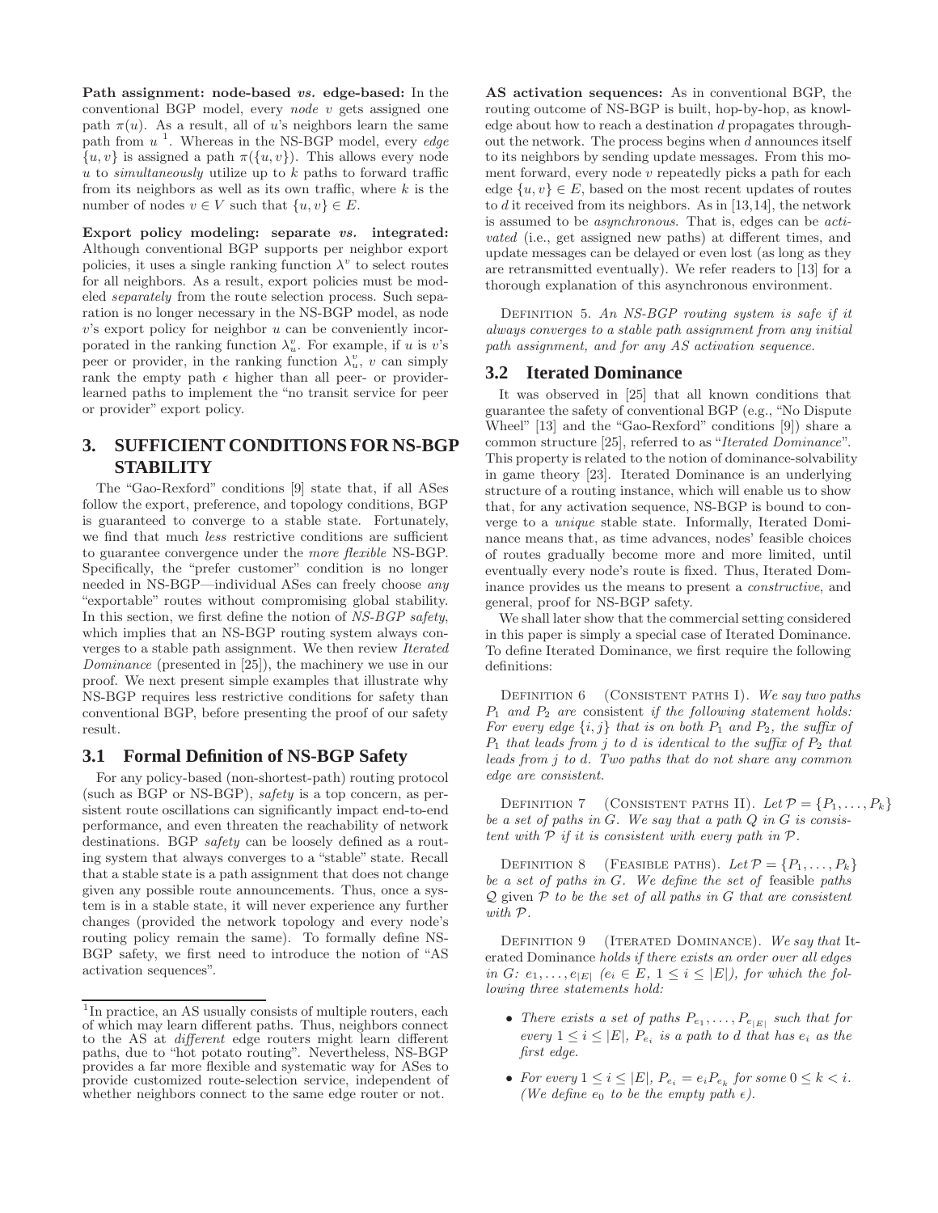**Path assignment: node-based *vs.* edge-based:** In the conventional BGP model, every *node* $v$ gets assigned one path $\pi(u)$. As a result, all of $u$'s neighbors learn the same path from $u$ [1]. Whereas in the NS-BGP model, every *edge* $\{u, v\}$ is assigned a path $\pi(\{u, v\})$. This allows every node $u$ to *simultaneously* utilize up to $k$ paths to forward traffic from its neighbors as well as its own traffic, where $k$ is the number of nodes $v \in V$ such that $\{u, v\} \in E$.

**Export policy modeling: separate *vs.* integrated:** Although conventional BGP supports per neighbor export policies, it uses a single ranking function $\lambda^v$ to select routes for all neighbors. As a result, export policies must be modeled *separately* from the route selection process. Such separation is no longer necessary in the NS-BGP model, as node $v$'s export policy for neighbor $u$ can be conveniently incorporated in the ranking function $\lambda^v_u$. For example, if $u$ is $v$'s peer or provider, in the ranking function $\lambda^v_u$, $v$ can simply rank the empty path $\epsilon$ higher than all peer- or provider-learned paths to implement the "no transit service for peer or provider" export policy.

# 3. SUFFICIENT CONDITIONS FOR NS-BGP STABILITY

The "Gao-Rexford" conditions [9] state that, if all ASes follow the export, preference, and topology conditions, BGP is guaranteed to converge to a stable state. Fortunately, we find that much *less* restrictive conditions are sufficient to guarantee convergence under the *more flexible* NS-BGP. Specifically, the "prefer customer" condition is no longer needed in NS-BGP—individual ASes can freely choose *any* "exportable" routes without compromising global stability. In this section, we first define the notion of *NS-BGP safety*, which implies that an NS-BGP routing system always converges to a stable path assignment. We then review *Iterated Dominance* (presented in [25]), the machinery we use in our proof. We next present simple examples that illustrate why NS-BGP requires less restrictive conditions for safety than conventional BGP, before presenting the proof of our safety result.

## 3.1 Formal Definition of NS-BGP Safety

For any policy-based (non-shortest-path) routing protocol (such as BGP or NS-BGP), *safety* is a top concern, as persistent route oscillations can significantly impact end-to-end performance, and even threaten the reachability of network destinations. BGP *safety* can be loosely defined as a routing system that always converges to a "stable" state. Recall that a stable state is a path assignment that does not change given any possible route announcements. Thus, once a system is in a stable state, it will never experience any further changes (provided the network topology and every node's routing policy remain the same). To formally define NS-BGP safety, we first need to introduce the notion of "AS activation sequences".

[1] In practice, an AS usually consists of multiple routers, each of which may learn different paths. Thus, neighbors connect to the AS at *different* edge routers might learn different paths, due to "hot potato routing". Nevertheless, NS-BGP provides a far more flexible and systematic way for ASes to provide customized route-selection service, independent of whether neighbors connect to the same edge router or not.

**AS activation sequences:** As in conventional BGP, the routing outcome of NS-BGP is built, hop-by-hop, as knowledge about how to reach a destination $d$ propagates throughout the network. The process begins when $d$ announces itself to its neighbors by sending update messages. From this moment forward, every node $v$ repeatedly picks a path for each edge $\{u, v\} \in E$, based on the most recent updates of routes to $d$ it received from its neighbors. As in [13,14], the network is assumed to be *asynchronous*. That is, edges can be *activated* (i.e., get assigned new paths) at different times, and update messages can be delayed or even lost (as long as they are retransmitted eventually). We refer readers to [13] for a thorough explanation of this asynchronous environment.

Definition 5. *An NS-BGP routing system is safe if it always converges to a stable path assignment from any initial path assignment, and for any AS activation sequence.*

## 3.2 Iterated Dominance

It was observed in [25] that all known conditions that guarantee the safety of conventional BGP (e.g., "No Dispute Wheel" [13] and the "Gao-Rexford" conditions [9]) share a common structure [25], referred to as "*Iterated Dominance*". This property is related to the notion of dominance-solvability in game theory [23]. Iterated Dominance is an underlying structure of a routing instance, which will enable us to show that, for any activation sequence, NS-BGP is bound to converge to a *unique* stable state. Informally, Iterated Dominance means that, as time advances, nodes' feasible choices of routes gradually become more and more limited, until eventually every node's route is fixed. Thus, Iterated Dominance provides us the means to present a *constructive*, and general, proof for NS-BGP safety.

We shall later show that the commercial setting considered in this paper is simply a special case of Iterated Dominance. To define Iterated Dominance, we first require the following definitions:

Definition 6 (Consistent paths I). *We say two paths $P_1$ and $P_2$ are* consistent *if the following statement holds: For every edge $\{i, j\}$ that is on both $P_1$ and $P_2$, the suffix of $P_1$ that leads from $j$ to $d$ is identical to the suffix of $P_2$ that leads from $j$ to $d$. Two paths that do not share any common edge are consistent.*

Definition 7 (Consistent paths II). *Let $\mathcal{P} = \{P_1, \ldots, P_k\}$ be a set of paths in $G$. We say that a path $Q$ in $G$ is consistent with $\mathcal{P}$ if it is consistent with every path in $\mathcal{P}$.*

Definition 8 (Feasible paths). *Let $\mathcal{P} = \{P_1, \ldots, P_k\}$ be a set of paths in $G$. We define the set of* feasible *paths $\mathcal{Q}$* given *$\mathcal{P}$ to be the set of all paths in $G$ that are consistent with $\mathcal{P}$.*

Definition 9 (Iterated Dominance). *We say that* Iterated Dominance *holds if there exists an order over all edges in $G$: $e_1, \ldots, e_{|E|}$ ($e_i \in E$, $1 \le i \le |E|$), for which the following three statements hold:*

- *There exists a set of paths $P_{e_1}, \ldots, P_{e_{|E|}}$ such that for every $1 \le i \le |E|$, $P_{e_i}$ is a path to $d$ that has $e_i$ as the first edge.*
- *For every $1 \le i \le |E|$, $P_{e_i} = e_i P_{e_k}$ for some $0 \le k < i$. (We define $e_0$ to be the empty path $\epsilon$).*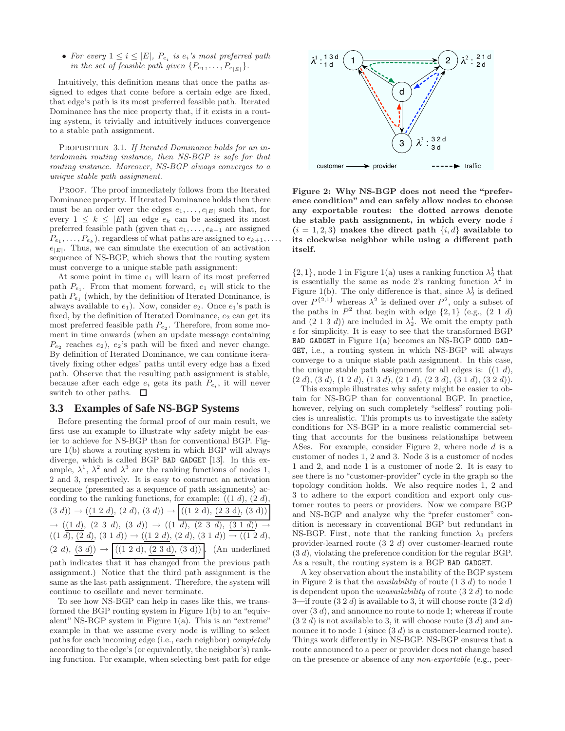- *For every $1 \leq i \leq |E|$, $P_{e_i}$ is $e_i$'s most preferred path in the set of feasible path given $\{P_{e_1}, \ldots, P_{e_{|E|}}\}$.*

Intuitively, this definition means that once the paths assigned to edges that come before a certain edge are fixed, that edge's path is its most preferred feasible path. Iterated Dominance has the nice property that, if it exists in a routing system, it trivially and intuitively induces convergence to a stable path assignment.

PROPOSITION 3.1. *If Iterated Dominance holds for an interdomain routing instance, then NS-BGP is safe for that routing instance. Moreover, NS-BGP always converges to a unique stable path assignment.*

PROOF. The proof immediately follows from the Iterated Dominance property. If Iterated Dominance holds then there must be an order over the edges $e_1, \ldots, e_{|E|}$ such that, for every $1 \leq k \leq |E|$ an edge $e_k$ can be assigned its most preferred feasible path (given that $e_1, \ldots, e_{k-1}$ are assigned $P_{e_1}, \ldots, P_{e_k}$), regardless of what paths are assigned to $e_{k+1}, \ldots, e_{|E|}$. Thus, we can simulate the execution of an activation sequence of NS-BGP, which shows that the routing system must converge to a unique stable path assignment:

At some point in time $e_1$ will learn of its most preferred path $P_{e_1}$. From that moment forward, $e_1$ will stick to the path $P_{e_1}$ (which, by the definition of Iterated Dominance, is always available to $e_1$). Now, consider $e_2$. Once $e_1$'s path is fixed, by the definition of Iterated Dominance, $e_2$ can get its most preferred feasible path $P_{e_2}$. Therefore, from some moment in time onwards (when an update message containing $P_{e_2}$ reaches $e_2$), $e_2$'s path will be fixed and never change. By definition of Iterated Dominance, we can continue iteratively fixing other edges' paths until every edge has a fixed path. Observe that the resulting path assignment is stable, because after each edge $e_i$ gets its path $P_{e_i}$, it will never switch to other paths. □

### 3.3 Examples of Safe NS-BGP Systems

Before presenting the formal proof of our main result, we first use an example to illustrate why safety might be easier to achieve for NS-BGP than for conventional BGP. Figure 1(b) shows a routing system in which BGP will always diverge, which is called BGP BAD GADGET [13]. In this example, $\lambda^1$, $\lambda^2$ and $\lambda^3$ are the ranking functions of nodes 1, 2 and 3, respectively. It is easy to construct an activation sequence (presented as a sequence of path assignments) according to the ranking functions, for example: ((1 $d$), (2 $d$), (3 $d$)) → ((1 2 $d$), (2 $d$), (3 $d$)) → ((1 2 d), (2 3 d), (3 d)) → ((1 $d$), (2 3 $d$), (3 $d$)) → ((1 $d$), (2 3 $d$), (3 1 $d$)) → ((1 $d$), (2 $d$), (3 1 $d$)) → ((1 2 $d$), (2 $d$), (3 1 $d$)) → ((1 2 $d$), (2 $d$), (3 $d$)) → ((1 2 d), (2 3 d), (3 d)). (An underlined path indicates that it has changed from the previous path assignment.) Notice that the third path assignment is the same as the last path assignment. Therefore, the system will continue to oscillate and never terminate.

To see how NS-BGP can help in cases like this, we transformed the BGP routing system in Figure 1(b) to an "equivalent" NS-BGP system in Figure 1(a). This is an "extreme" example in that we assume every node is willing to select paths for each incoming edge (i.e., each neighbor) *completely* according to the edge's (or equivalently, the neighbor's) ranking function. For example, when selecting best path for edge $\{2, 1\}$, node 1 in Figure 1(a) uses a ranking function $\lambda^1_2$ that is essentially the same as node 2's ranking function $\lambda^2$ in Figure 1(b). The only difference is that, since $\lambda^1_2$ is defined over $P^{\{2,1\}}$ whereas $\lambda^2$ is defined over $P^2$, only a subset of the paths in $P^2$ that begin with edge $\{2, 1\}$ (e.g., (2 1 $d$) and (2 1 3 $d$)) are included in $\lambda^1_2$. We omit the empty path $\epsilon$ for simplicity. It is easy to see that the transformed BGP BAD GADGET in Figure 1(a) becomes an NS-BGP GOOD GADGET, i.e., a routing system in which NS-BGP will always converge to a unique stable path assignment. In this case, the unique stable path assignment for all edges is: ((1 $d$), (2 $d$), (3 $d$), (1 2 $d$), (1 3 $d$), (2 1 $d$), (2 3 $d$), (3 1 $d$), (3 2 $d$)).

This example illustrates why safety might be easier to obtain for NS-BGP than for conventional BGP. In practice, however, relying on such completely "selfless" routing policies is unrealistic. This prompts us to investigate the safety conditions for NS-BGP in a more realistic commercial setting that accounts for the business relationships between ASes. For example, consider Figure 2, where node $d$ is a customer of nodes 1, 2 and 3. Node 3 is a customer of nodes 1 and 2, and node 1 is a customer of node 2. It is easy to see there is no "customer-provider" cycle in the graph so the topology condition holds. We also require nodes 1, 2 and 3 to adhere to the export condition and export only customer routes to peers or providers. Now we compare BGP and NS-BGP and analyze why the "prefer customer" condition is necessary in conventional BGP but redundant in NS-BGP. First, note that the ranking function $\lambda_3$ prefers provider-learned route (3 2 $d$) over customer-learned route (3 $d$), violating the preference condition for the regular BGP. As a result, the routing system is a BGP BAD GADGET.

A key observation about the instability of the BGP system in Figure 2 is that the *availability* of route (1 3 $d$) to node 1 is dependent upon the *unavailability* of route (3 2 $d$) to node 3—if route (3 2 $d$) is available to 3, it will choose route (3 2 $d$) over (3 $d$), and announce no route to node 1; whereas if route (3 2 $d$) is not available to 3, it will choose route (3 $d$) and announce it to node 1 (since (3 $d$) is a customer-learned route). Things work differently in NS-BGP. NS-BGP ensures that a route announced to a peer or provider does not change based on the presence or absence of any *non-exportable* (e.g., peer-

**Figure 2: Why NS-BGP does not need the "preference condition" and can safely allow nodes to choose any exportable routes: the dotted arrows denote the stable path assignment, in which every node $i$ ($i = 1, 2, 3$) makes the direct path $\{i, d\}$ available to its clockwise neighbor while using a different path itself.**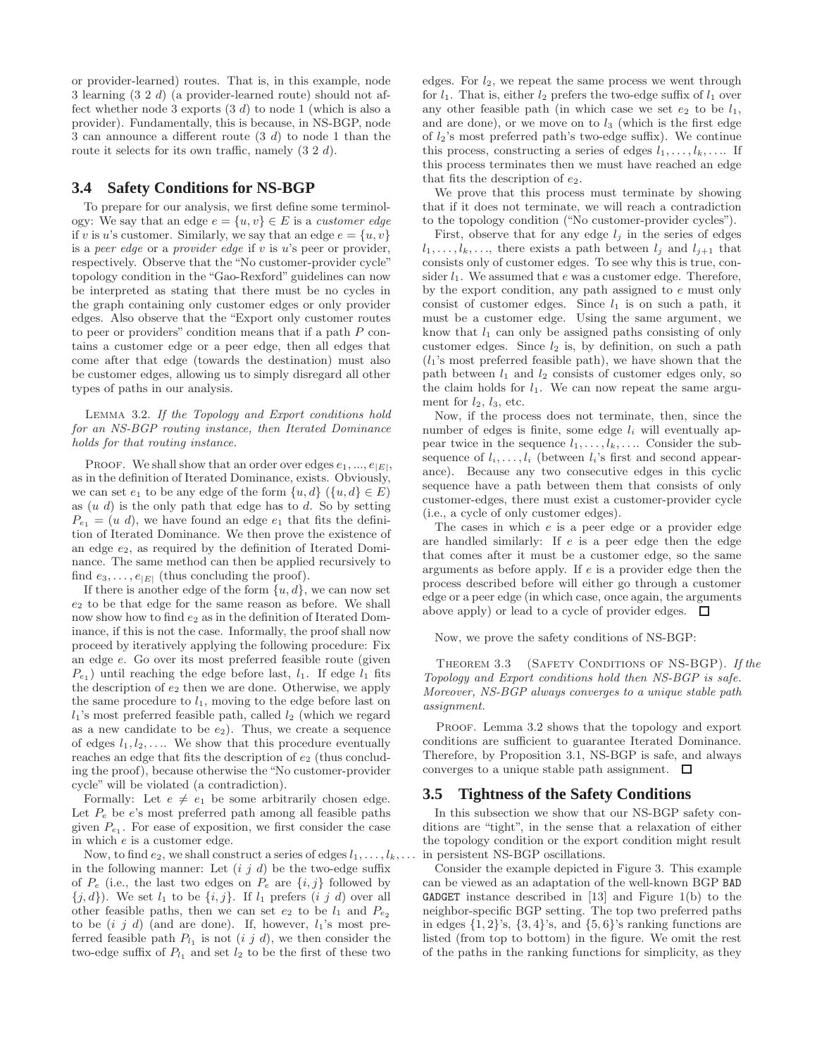or provider-learned) routes. That is, in this example, node 3 learning (3 2 $d$) (a provider-learned route) should not affect whether node 3 exports (3 $d$) to node 1 (which is also a provider). Fundamentally, this is because, in NS-BGP, node 3 can announce a different route (3 $d$) to node 1 than the route it selects for its own traffic, namely (3 2 $d$).

## 3.4 Safety Conditions for NS-BGP

To prepare for our analysis, we first define some terminology: We say that an edge $e = \{u, v\} \in E$ is a *customer edge* if $v$ is $u$'s customer. Similarly, we say that an edge $e = \{u, v\}$ is a *peer edge* or a *provider edge* if $v$ is $u$'s peer or provider, respectively. Observe that the "No customer-provider cycle" topology condition in the "Gao-Rexford" guidelines can now be interpreted as stating that there must be no cycles in the graph containing only customer edges or only provider edges. Also observe that the "Export only customer routes to peer or providers" condition means that if a path $P$ contains a customer edge or a peer edge, then all edges that come after that edge (towards the destination) must also be customer edges, allowing us to simply disregard all other types of paths in our analysis.

Lemma 3.2. *If the Topology and Export conditions hold for an NS-BGP routing instance, then Iterated Dominance holds for that routing instance.*

Proof. We shall show that an order over edges $e_1, ..., e_{|E|}$, as in the definition of Iterated Dominance, exists. Obviously, we can set $e_1$ to be any edge of the form $\{u, d\}$ ($\{u, d\} \in E$) as ($u$ $d$) is the only path that edge has to $d$. So by setting $P_{e_1} = (u\ d)$, we have found an edge $e_1$ that fits the definition of Iterated Dominance. We then prove the existence of an edge $e_2$, as required by the definition of Iterated Dominance. The same method can then be applied recursively to find $e_3, \ldots, e_{|E|}$ (thus concluding the proof).

If there is another edge of the form $\{u, d\}$, we can now set $e_2$ to be that edge for the same reason as before. We shall now show how to find $e_2$ as in the definition of Iterated Dominance, if this is not the case. Informally, the proof shall now proceed by iteratively applying the following procedure: Fix an edge $e$. Go over its most preferred feasible route (given $P_{e_1}$) until reaching the edge before last, $l_1$. If edge $l_1$ fits the description of $e_2$ then we are done. Otherwise, we apply the same procedure to $l_1$, moving to the edge before last on $l_1$'s most preferred feasible path, called $l_2$ (which we regard as a new candidate to be $e_2$). Thus, we create a sequence of edges $l_1, l_2, \ldots$. We show that this procedure eventually reaches an edge that fits the description of $e_2$ (thus concluding the proof), because otherwise the "No customer-provider cycle" will be violated (a contradiction).

Formally: Let $e \neq e_1$ be some arbitrarily chosen edge. Let $P_e$ be $e$'s most preferred path among all feasible paths given $P_{e_1}$. For ease of exposition, we first consider the case in which $e$ is a customer edge.

Now, to find $e_2$, we shall construct a series of edges $l_1, \ldots, l_k, \ldots$ in the following manner: Let ($i$ $j$ $d$) be the two-edge suffix of $P_e$ (i.e., the last two edges on $P_e$ are $\{i, j\}$ followed by $\{j, d\}$). We set $l_1$ to be $\{i, j\}$. If $l_1$ prefers ($i$ $j$ $d$) over all other feasible paths, then we can set $e_2$ to be $l_1$ and $P_{e_2}$ to be ($i$ $j$ $d$) (and are done). If, however, $l_1$'s most preferred feasible path $P_{l_1}$ is not ($i$ $j$ $d$), we then consider the two-edge suffix of $P_{l_1}$ and set $l_2$ to be the first of these two edges. For $l_2$, we repeat the same process we went through for $l_1$. That is, either $l_2$ prefers the two-edge suffix of $l_1$ over any other feasible path (in which case we set $e_2$ to be $l_1$, and are done), or we move on to $l_3$ (which is the first edge of $l_2$'s most preferred path's two-edge suffix). We continue this process, constructing a series of edges $l_1, \ldots, l_k, \ldots$. If this process terminates then we must have reached an edge that fits the description of $e_2$.

We prove that this process must terminate by showing that if it does not terminate, we will reach a contradiction to the topology condition ("No customer-provider cycles").

First, observe that for any edge $l_j$ in the series of edges $l_1, \ldots, l_k, \ldots$, there exists a path between $l_j$ and $l_{j+1}$ that consists only of customer edges. To see why this is true, consider $l_1$. We assumed that $e$ was a customer edge. Therefore, by the export condition, any path assigned to $e$ must only consist of customer edges. Since $l_1$ is on such a path, it must be a customer edge. Using the same argument, we know that $l_1$ can only be assigned paths consisting of only customer edges. Since $l_2$ is, by definition, on such a path ($l_1$'s most preferred feasible path), we have shown that the path between $l_1$ and $l_2$ consists of customer edges only, so the claim holds for $l_1$. We can now repeat the same argument for $l_2$, $l_3$, etc.

Now, if the process does not terminate, then, since the number of edges is finite, some edge $l_i$ will eventually appear twice in the sequence $l_1, \ldots, l_k, \ldots$. Consider the subsequence of $l_i, \ldots, l_i$ (between $l_i$'s first and second appearance). Because any two consecutive edges in this cyclic sequence have a path between them that consists of only customer-edges, there must exist a customer-provider cycle (i.e., a cycle of only customer edges).

The cases in which $e$ is a peer edge or a provider edge are handled similarly: If $e$ is a peer edge then the edge that comes after it must be a customer edge, so the same arguments as before apply. If $e$ is a provider edge then the process described before will either go through a customer edge or a peer edge (in which case, once again, the arguments above apply) or lead to a cycle of provider edges. ☐

Now, we prove the safety conditions of NS-BGP:

Theorem 3.3 (Safety Conditions of NS-BGP). *If the Topology and Export conditions hold then NS-BGP is safe. Moreover, NS-BGP always converges to a unique stable path assignment.*

Proof. Lemma 3.2 shows that the topology and export conditions are sufficient to guarantee Iterated Dominance. Therefore, by Proposition 3.1, NS-BGP is safe, and always converges to a unique stable path assignment. ☐

## 3.5 Tightness of the Safety Conditions

In this subsection we show that our NS-BGP safety conditions are "tight", in the sense that a relaxation of either the topology condition or the export condition might result in persistent NS-BGP oscillations.

Consider the example depicted in Figure 3. This example can be viewed as an adaptation of the well-known BGP `BAD GADGET` instance described in [13] and Figure 1(b) to the neighbor-specific BGP setting. The top two preferred paths in edges $\{1, 2\}$'s, $\{3, 4\}$'s, and $\{5, 6\}$'s ranking functions are listed (from top to bottom) in the figure. We omit the rest of the paths in the ranking functions for simplicity, as they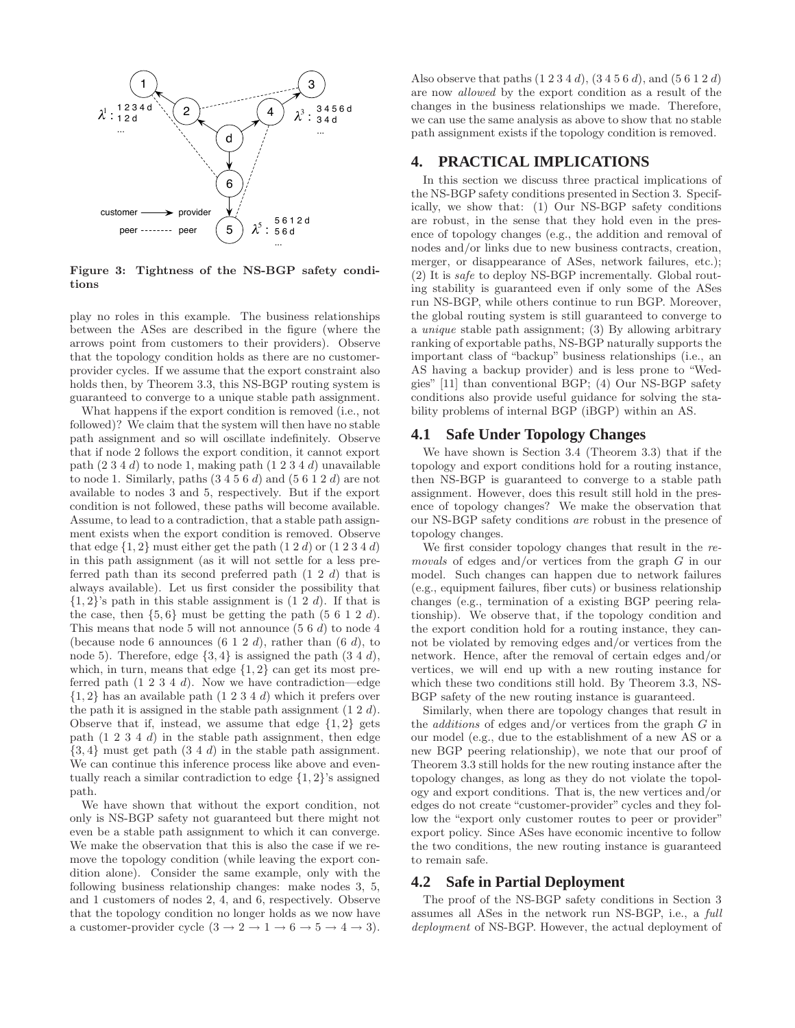Figure 3: Tightness of the NS-BGP safety conditions

play no roles in this example. The business relationships between the ASes are described in the figure (where the arrows point from customers to their providers). Observe that the topology condition holds as there are no customer-provider cycles. If we assume that the export constraint also holds then, by Theorem 3.3, this NS-BGP routing system is guaranteed to converge to a unique stable path assignment.

What happens if the export condition is removed (i.e., not followed)? We claim that the system will then have no stable path assignment and so will oscillate indefinitely. Observe that if node 2 follows the export condition, it cannot export path (2 3 4 $d$) to node 1, making path (1 2 3 4 $d$) unavailable to node 1. Similarly, paths (3 4 5 6 $d$) and (5 6 1 2 $d$) are not available to nodes 3 and 5, respectively. But if the export condition is not followed, these paths will become available. Assume, to lead to a contradiction, that a stable path assignment exists when the export condition is removed. Observe that edge $\{1, 2\}$ must either get the path (1 2 $d$) or (1 2 3 4 $d$) in this path assignment (as it will not settle for a less preferred path than its second preferred path (1 2 $d$) that is always available). Let us first consider the possibility that $\{1, 2\}$'s path in this stable assignment is (1 2 $d$). If that is the case, then $\{5, 6\}$ must be getting the path (5 6 1 2 $d$). This means that node 5 will not announce (5 6 $d$) to node 4 (because node 6 announces (6 1 2 $d$), rather than (6 $d$), to node 5). Therefore, edge $\{3, 4\}$ is assigned the path (3 4 $d$), which, in turn, means that edge $\{1, 2\}$ can get its most preferred path (1 2 3 4 $d$). Now we have contradiction—edge $\{1, 2\}$ has an available path (1 2 3 4 $d$) which it prefers over the path it is assigned in the stable path assignment (1 2 $d$). Observe that if, instead, we assume that edge $\{1, 2\}$ gets path (1 2 3 4 $d$) in the stable path assignment, then edge $\{3, 4\}$ must get path (3 4 $d$) in the stable path assignment. We can continue this inference process like above and eventually reach a similar contradiction to edge $\{1, 2\}$'s assigned path.

We have shown that without the export condition, not only is NS-BGP safety not guaranteed but there might not even be a stable path assignment to which it can converge. We make the observation that this is also the case if we remove the topology condition (while leaving the export condition alone). Consider the same example, only with the following business relationship changes: make nodes 3, 5, and 1 customers of nodes 2, 4, and 6, respectively. Observe that the topology condition no longer holds as we now have a customer-provider cycle ($3 \rightarrow 2 \rightarrow 1 \rightarrow 6 \rightarrow 5 \rightarrow 4 \rightarrow 3$). Also observe that paths (1 2 3 4 $d$), (3 4 5 6 $d$), and (5 6 1 2 $d$) are now *allowed* by the export condition as a result of the changes in the business relationships we made. Therefore, we can use the same analysis as above to show that no stable path assignment exists if the topology condition is removed.

## 4. PRACTICAL IMPLICATIONS

In this section we discuss three practical implications of the NS-BGP safety conditions presented in Section 3. Specifically, we show that: (1) Our NS-BGP safety conditions are robust, in the sense that they hold even in the presence of topology changes (e.g., the addition and removal of nodes and/or links due to new business contracts, creation, merger, or disappearance of ASes, network failures, etc.); (2) It is *safe* to deploy NS-BGP incrementally. Global routing stability is guaranteed even if only some of the ASes run NS-BGP, while others continue to run BGP. Moreover, the global routing system is still guaranteed to converge to a *unique* stable path assignment; (3) By allowing arbitrary ranking of exportable paths, NS-BGP naturally supports the important class of "backup" business relationships (i.e., an AS having a backup provider) and is less prone to "Wedgies" [11] than conventional BGP; (4) Our NS-BGP safety conditions also provide useful guidance for solving the stability problems of internal BGP (iBGP) within an AS.

### 4.1 Safe Under Topology Changes

We have shown is Section 3.4 (Theorem 3.3) that if the topology and export conditions hold for a routing instance, then NS-BGP is guaranteed to converge to a stable path assignment. However, does this result still hold in the presence of topology changes? We make the observation that our NS-BGP safety conditions *are* robust in the presence of topology changes.

We first consider topology changes that result in the *removals* of edges and/or vertices from the graph $G$ in our model. Such changes can happen due to network failures (e.g., equipment failures, fiber cuts) or business relationship changes (e.g., termination of a existing BGP peering relationship). We observe that, if the topology condition and the export condition hold for a routing instance, they cannot be violated by removing edges and/or vertices from the network. Hence, after the removal of certain edges and/or vertices, we will end up with a new routing instance for which these two conditions still hold. By Theorem 3.3, NS-BGP safety of the new routing instance is guaranteed.

Similarly, when there are topology changes that result in the *additions* of edges and/or vertices from the graph $G$ in our model (e.g., due to the establishment of a new AS or a new BGP peering relationship), we note that our proof of Theorem 3.3 still holds for the new routing instance after the topology changes, as long as they do not violate the topology and export conditions. That is, the new vertices and/or edges do not create "customer-provider" cycles and they follow the "export only customer routes to peer or provider" export policy. Since ASes have economic incentive to follow the two conditions, the new routing instance is guaranteed to remain safe.

### 4.2 Safe in Partial Deployment

The proof of the NS-BGP safety conditions in Section 3 assumes all ASes in the network run NS-BGP, i.e., a *full deployment* of NS-BGP. However, the actual deployment of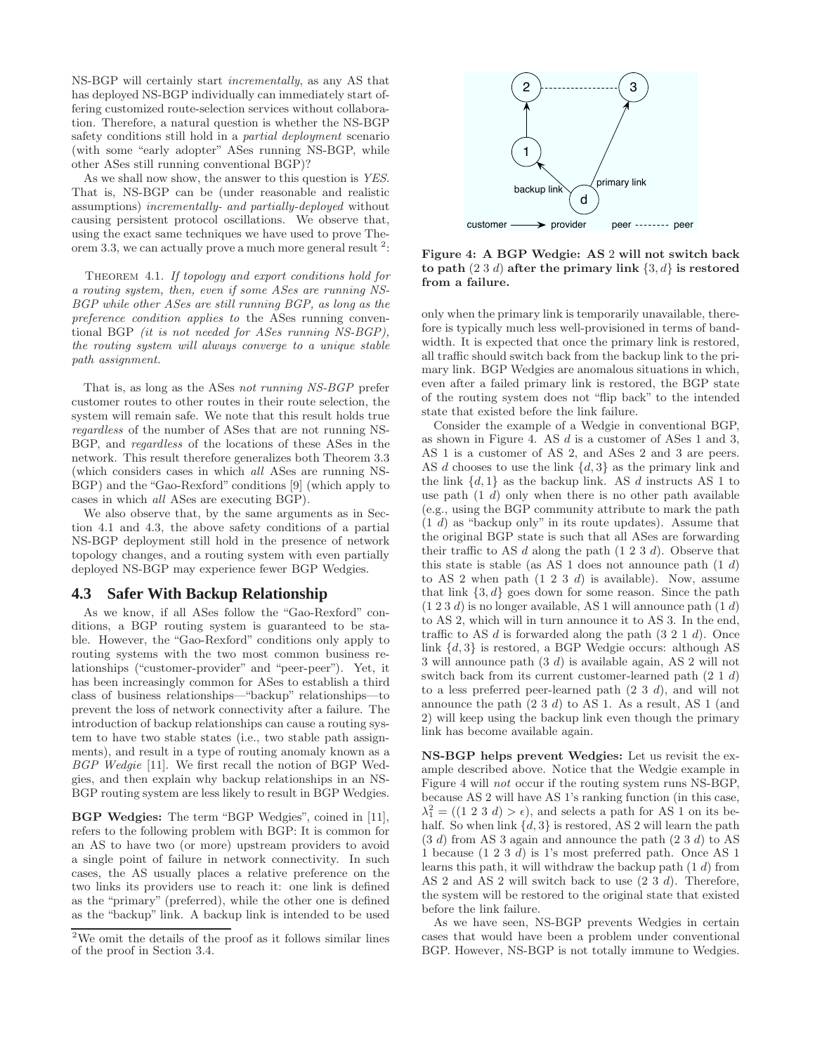NS-BGP will certainly start *incrementally*, as any AS that has deployed NS-BGP individually can immediately start offering customized route-selection services without collaboration. Therefore, a natural question is whether the NS-BGP safety conditions still hold in a *partial deployment* scenario (with some "early adopter" ASes running NS-BGP, while other ASes still running conventional BGP)?

As we shall now show, the answer to this question is *YES*. That is, NS-BGP can be (under reasonable and realistic assumptions) *incrementally- and partially-deployed* without causing persistent protocol oscillations. We observe that, using the exact same techniques we have used to prove Theorem 3.3, we can actually prove a much more general result [2]:

THEOREM 4.1. *If topology and export conditions hold for a routing system, then, even if some ASes are running NS-BGP while other ASes are still running BGP, as long as the preference condition applies to* the ASes running conventional BGP *(it is not needed for ASes running NS-BGP), the routing system will always converge to a unique stable path assignment.*

That is, as long as the ASes *not running NS-BGP* prefer customer routes to other routes in their route selection, the system will remain safe. We note that this result holds true *regardless* of the number of ASes that are not running NS-BGP, and *regardless* of the locations of these ASes in the network. This result therefore generalizes both Theorem 3.3 (which considers cases in which *all* ASes are running NS-BGP) and the "Gao-Rexford" conditions [9] (which apply to cases in which *all* ASes are executing BGP).

We also observe that, by the same arguments as in Section 4.1 and 4.3, the above safety conditions of a partial NS-BGP deployment still hold in the presence of network topology changes, and a routing system with even partially deployed NS-BGP may experience fewer BGP Wedgies.

[2] We omit the details of the proof as it follows similar lines of the proof in Section 3.4.

## 4.3 Safer With Backup Relationship

As we know, if all ASes follow the "Gao-Rexford" conditions, a BGP routing system is guaranteed to be stable. However, the "Gao-Rexford" conditions only apply to routing systems with the two most common business relationships ("customer-provider" and "peer-peer"). Yet, it has been increasingly common for ASes to establish a third class of business relationships—"backup" relationships—to prevent the loss of network connectivity after a failure. The introduction of backup relationships can cause a routing system to have two stable states (i.e., two stable path assignments), and result in a type of routing anomaly known as a *BGP Wedgie* [11]. We first recall the notion of BGP Wedgies, and then explain why backup relationships in an NS-BGP routing system are less likely to result in BGP Wedgies.

**BGP Wedgies:** The term "BGP Wedgies", coined in [11], refers to the following problem with BGP: It is common for an AS to have two (or more) upstream providers to avoid a single point of failure in network connectivity. In such cases, the AS usually places a relative preference on the two links its providers use to reach it: one link is defined as the "primary" (preferred), while the other one is defined as the "backup" link. A backup link is intended to be used only when the primary link is temporarily unavailable, therefore is typically much less well-provisioned in terms of bandwidth. It is expected that once the primary link is restored, all traffic should switch back from the backup link to the primary link. BGP Wedgies are anomalous situations in which, even after a failed primary link is restored, the BGP state of the routing system does not "flip back" to the intended state that existed before the link failure.

**Figure 4: A BGP Wedgie: AS 2 will not switch back to path (2 3 $d$) after the primary link $\{3, d\}$ is restored from a failure.**

Consider the example of a Wedgie in conventional BGP, as shown in Figure 4. AS $d$ is a customer of ASes 1 and 3, AS 1 is a customer of AS 2, and ASes 2 and 3 are peers. AS $d$ chooses to use the link $\{d, 3\}$ as the primary link and the link $\{d, 1\}$ as the backup link. AS $d$ instructs AS 1 to use path (1 $d$) only when there is no other path available (e.g., using the BGP community attribute to mark the path (1 $d$) as "backup only" in its route updates). Assume that the original BGP state is such that all ASes are forwarding their traffic to AS $d$ along the path (1 2 3 $d$). Observe that this state is stable (as AS 1 does not announce path (1 $d$) to AS 2 when path (1 2 3 $d$) is available). Now, assume that link $\{3, d\}$ goes down for some reason. Since the path (1 2 3 $d$) is no longer available, AS 1 will announce path (1 $d$) to AS 2, which will in turn announce it to AS 3. In the end, traffic to AS $d$ is forwarded along the path (3 2 1 $d$). Once link $\{d, 3\}$ is restored, a BGP Wedgie occurs: although AS 3 will announce path (3 $d$) is available again, AS 2 will not switch back from its current customer-learned path (2 1 $d$) to a less preferred peer-learned path (2 3 $d$), and will not announce the path (2 3 $d$) to AS 1. As a result, AS 1 (and 2) will keep using the backup link even though the primary link has become available again.

**NS-BGP helps prevent Wedgies:** Let us revisit the example described above. Notice that the Wedgie example in Figure 4 will *not* occur if the routing system runs NS-BGP, because AS 2 will have AS 1's ranking function (in this case, $\lambda_1^2 = ((1\ 2\ 3\ d) > \epsilon)$, and selects a path for AS 1 on its behalf. So when link $\{d, 3\}$ is restored, AS 2 will learn the path (3 $d$) from AS 3 again and announce the path (2 3 $d$) to AS 1 because (1 2 3 $d$) is 1's most preferred path. Once AS 1 learns this path, it will withdraw the backup path (1 $d$) from AS 2 and AS 2 will switch back to use (2 3 $d$). Therefore, the system will be restored to the original state that existed before the link failure.

As we have seen, NS-BGP prevents Wedgies in certain cases that would have been a problem under conventional BGP. However, NS-BGP is not totally immune to Wedgies.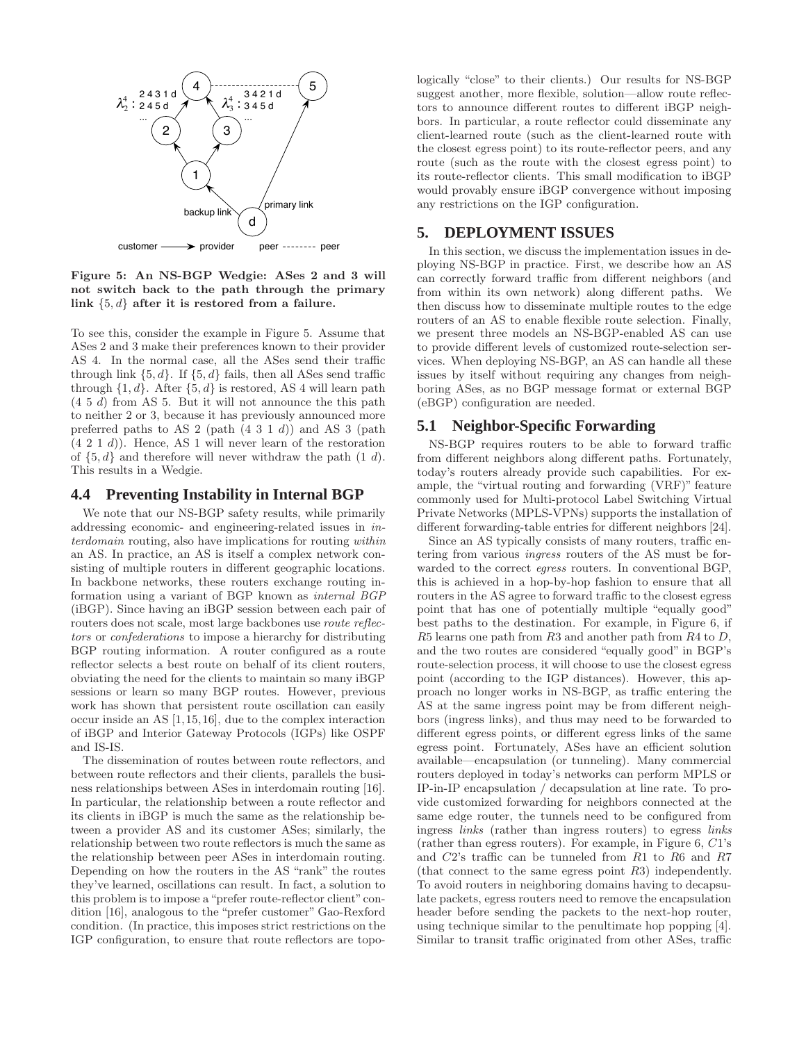Figure 5: An NS-BGP Wedgie: ASes 2 and 3 will not switch back to the path through the primary link $\{5, d\}$ after it is restored from a failure.

To see this, consider the example in Figure 5. Assume that ASes 2 and 3 make their preferences known to their provider AS 4. In the normal case, all the ASes send their traffic through link $\{5, d\}$. If $\{5, d\}$ fails, then all ASes send traffic through $\{1, d\}$. After $\{5, d\}$ is restored, AS 4 will learn path (4 5 $d$) from AS 5. But it will not announce the this path to neither 2 or 3, because it has previously announced more preferred paths to AS 2 (path (4 3 1 $d$)) and AS 3 (path (4 2 1 $d$)). Hence, AS 1 will never learn of the restoration of $\{5, d\}$ and therefore will never withdraw the path (1 $d$). This results in a Wedgie.

## 4.4 Preventing Instability in Internal BGP

We note that our NS-BGP safety results, while primarily addressing economic- and engineering-related issues in *interdomain* routing, also have implications for routing *within* an AS. In practice, an AS is itself a complex network consisting of multiple routers in different geographic locations. In backbone networks, these routers exchange routing information using a variant of BGP known as *internal BGP* (iBGP). Since having an iBGP session between each pair of routers does not scale, most large backbones use *route reflectors* or *confederations* to impose a hierarchy for distributing BGP routing information. A router configured as a route reflector selects a best route on behalf of its client routers, obviating the need for the clients to maintain so many iBGP sessions or learn so many BGP routes. However, previous work has shown that persistent route oscillation can easily occur inside an AS [1,15,16], due to the complex interaction of iBGP and Interior Gateway Protocols (IGPs) like OSPF and IS-IS.

The dissemination of routes between route reflectors, and between route reflectors and their clients, parallels the business relationships between ASes in interdomain routing [16]. In particular, the relationship between a route reflector and its clients in iBGP is much the same as the relationship between a provider AS and its customer ASes; similarly, the relationship between two route reflectors is much the same as the relationship between peer ASes in interdomain routing. Depending on how the routers in the AS "rank" the routes they've learned, oscillations can result. In fact, a solution to this problem is to impose a "prefer route-reflector client" condition [16], analogous to the "prefer customer" Gao-Rexford condition. (In practice, this imposes strict restrictions on the IGP configuration, to ensure that route reflectors are topologically "close" to their clients.) Our results for NS-BGP suggest another, more flexible, solution—allow route reflectors to announce different routes to different iBGP neighbors. In particular, a route reflector could disseminate any client-learned route (such as the client-learned route with the closest egress point) to its route-reflector peers, and any route (such as the route with the closest egress point) to its route-reflector clients. This small modification to iBGP would provably ensure iBGP convergence without imposing any restrictions on the IGP configuration.

# 5. DEPLOYMENT ISSUES

In this section, we discuss the implementation issues in deploying NS-BGP in practice. First, we describe how an AS can correctly forward traffic from different neighbors (and from within its own network) along different paths. We then discuss how to disseminate multiple routes to the edge routers of an AS to enable flexible route selection. Finally, we present three models an NS-BGP-enabled AS can use to provide different levels of customized route-selection services. When deploying NS-BGP, an AS can handle all these issues by itself without requiring any changes from neighboring ASes, as no BGP message format or external BGP (eBGP) configuration are needed.

## 5.1 Neighbor-Specific Forwarding

NS-BGP requires routers to be able to forward traffic from different neighbors along different paths. Fortunately, today's routers already provide such capabilities. For example, the "virtual routing and forwarding (VRF)" feature commonly used for Multi-protocol Label Switching Virtual Private Networks (MPLS-VPNs) supports the installation of different forwarding-table entries for different neighbors [24].

Since an AS typically consists of many routers, traffic entering from various *ingress* routers of the AS must be forwarded to the correct *egress* routers. In conventional BGP, this is achieved in a hop-by-hop fashion to ensure that all routers in the AS agree to forward traffic to the closest egress point that has one of potentially multiple "equally good" best paths to the destination. For example, in Figure 6, if $R5$ learns one path from $R3$ and another path from $R4$ to $D$, and the two routes are considered "equally good" in BGP's route-selection process, it will choose to use the closest egress point (according to the IGP distances). However, this approach no longer works in NS-BGP, as traffic entering the AS at the same ingress point may be from different neighbors (ingress links), and thus may need to be forwarded to different egress points, or different egress links of the same egress point. Fortunately, ASes have an efficient solution available—encapsulation (or tunneling). Many commercial routers deployed in today's networks can perform MPLS or IP-in-IP encapsulation / decapsulation at line rate. To provide customized forwarding for neighbors connected at the same edge router, the tunnels need to be configured from ingress *links* (rather than ingress routers) to egress *links* (rather than egress routers). For example, in Figure 6, $C1$'s and $C2$'s traffic can be tunneled from $R1$ to $R6$ and $R7$ (that connect to the same egress point $R3$) independently. To avoid routers in neighboring domains having to decapsulate packets, egress routers need to remove the encapsulation header before sending the packets to the next-hop router, using technique similar to the penultimate hop popping [4]. Similar to transit traffic originated from other ASes, traffic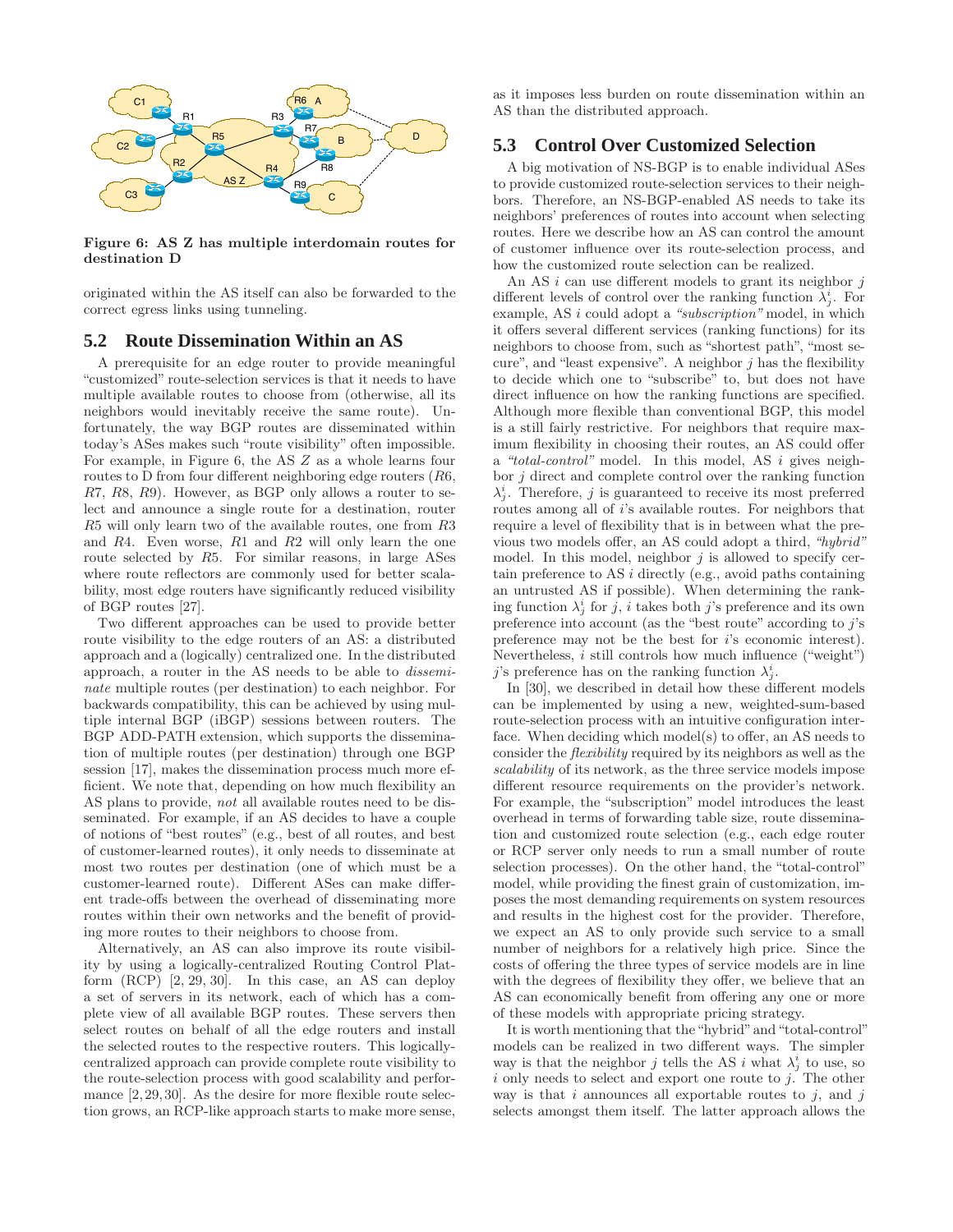C1
R1
C2
R5
R3
R6 A
R7
B
R8
D
R2
C3
AS Z
R4
R9
C

**Figure 6: AS Z has multiple interdomain routes for destination D**

originated within the AS itself can also be forwarded to the correct egress links using tunneling.

## 5.2 Route Dissemination Within an AS

A prerequisite for an edge router to provide meaningful "customized" route-selection services is that it needs to have multiple available routes to choose from (otherwise, all its neighbors would inevitably receive the same route). Unfortunately, the way BGP routes are disseminated within today's ASes makes such "route visibility" often impossible. For example, in Figure 6, the AS $Z$ as a whole learns four routes to D from four different neighboring edge routers ($R6$, $R7$, $R8$, $R9$). However, as BGP only allows a router to select and announce a single route for a destination, router $R5$ will only learn two of the available routes, one from $R3$ and $R4$. Even worse, $R1$ and $R2$ will only learn the one route selected by $R5$. For similar reasons, in large ASes where route reflectors are commonly used for better scalability, most edge routers have significantly reduced visibility of BGP routes [27].

Two different approaches can be used to provide better route visibility to the edge routers of an AS: a distributed approach and a (logically) centralized one. In the distributed approach, a router in the AS needs to be able to *disseminate* multiple routes (per destination) to each neighbor. For backwards compatibility, this can be achieved by using multiple internal BGP (iBGP) sessions between routers. The BGP ADD-PATH extension, which supports the dissemination of multiple routes (per destination) through one BGP session [17], makes the dissemination process much more efficient. We note that, depending on how much flexibility an AS plans to provide, *not* all available routes need to be disseminated. For example, if an AS decides to have a couple of notions of "best routes" (e.g., best of all routes, and best of customer-learned routes), it only needs to disseminate at most two routes per destination (one of which must be a customer-learned route). Different ASes can make different trade-offs between the overhead of disseminating more routes within their own networks and the benefit of providing more routes to their neighbors to choose from.

Alternatively, an AS can also improve its route visibility by using a logically-centralized Routing Control Platform (RCP) [2, 29, 30]. In this case, an AS can deploy a set of servers in its network, each of which has a complete view of all available BGP routes. These servers then select routes on behalf of all the edge routers and install the selected routes to the respective routers. This logically-centralized approach can provide complete route visibility to the route-selection process with good scalability and performance [2, 29, 30]. As the desire for more flexible route selection grows, an RCP-like approach starts to make more sense, as it imposes less burden on route dissemination within an AS than the distributed approach.

## 5.3 Control Over Customized Selection

A big motivation of NS-BGP is to enable individual ASes to provide customized route-selection services to their neighbors. Therefore, an NS-BGP-enabled AS needs to take its neighbors' preferences of routes into account when selecting routes. Here we describe how an AS can control the amount of customer influence over its route-selection process, and how the customized route selection can be realized.

An AS $i$ can use different models to grant its neighbor $j$ different levels of control over the ranking function $\lambda_j^i$. For example, AS $i$ could adopt a *"subscription"* model, in which it offers several different services (ranking functions) for its neighbors to choose from, such as "shortest path", "most secure", and "least expensive". A neighbor $j$ has the flexibility to decide which one to "subscribe" to, but does not have direct influence on how the ranking functions are specified. Although more flexible than conventional BGP, this model is a still fairly restrictive. For neighbors that require maximum flexibility in choosing their routes, an AS could offer a *"total-control"* model. In this model, AS $i$ gives neighbor $j$ direct and complete control over the ranking function $\lambda_j^i$. Therefore, $j$ is guaranteed to receive its most preferred routes among all of $i$'s available routes. For neighbors that require a level of flexibility that is in between what the previous two models offer, an AS could adopt a third, *"hybrid"* model. In this model, neighbor $j$ is allowed to specify certain preference to AS $i$ directly (e.g., avoid paths containing an untrusted AS if possible). When determining the ranking function $\lambda_j^i$ for $j$, $i$ takes both $j$'s preference and its own preference into account (as the "best route" according to $j$'s preference may not be the best for $i$'s economic interest). Nevertheless, $i$ still controls how much influence ("weight") $j$'s preference has on the ranking function $\lambda_j^i$.

In [30], we described in detail how these different models can be implemented by using a new, weighted-sum-based route-selection process with an intuitive configuration interface. When deciding which model(s) to offer, an AS needs to consider the *flexibility* required by its neighbors as well as the *scalability* of its network, as the three service models impose different resource requirements on the provider's network. For example, the "subscription" model introduces the least overhead in terms of forwarding table size, route dissemination and customized route selection (e.g., each edge router or RCP server only needs to run a small number of route selection processes). On the other hand, the "total-control" model, while providing the finest grain of customization, imposes the most demanding requirements on system resources and results in the highest cost for the provider. Therefore, we expect an AS to only provide such service to a small number of neighbors for a relatively high price. Since the costs of offering the three types of service models are in line with the degrees of flexibility they offer, we believe that an AS can economically benefit from offering any one or more of these models with appropriate pricing strategy.

It is worth mentioning that the "hybrid" and "total-control" models can be realized in two different ways. The simpler way is that the neighbor $j$ tells the AS $i$ what $\lambda_j^i$ to use, so $i$ only needs to select and export one route to $j$. The other way is that $i$ announces all exportable routes to $j$, and $j$ selects amongst them itself. The latter approach allows the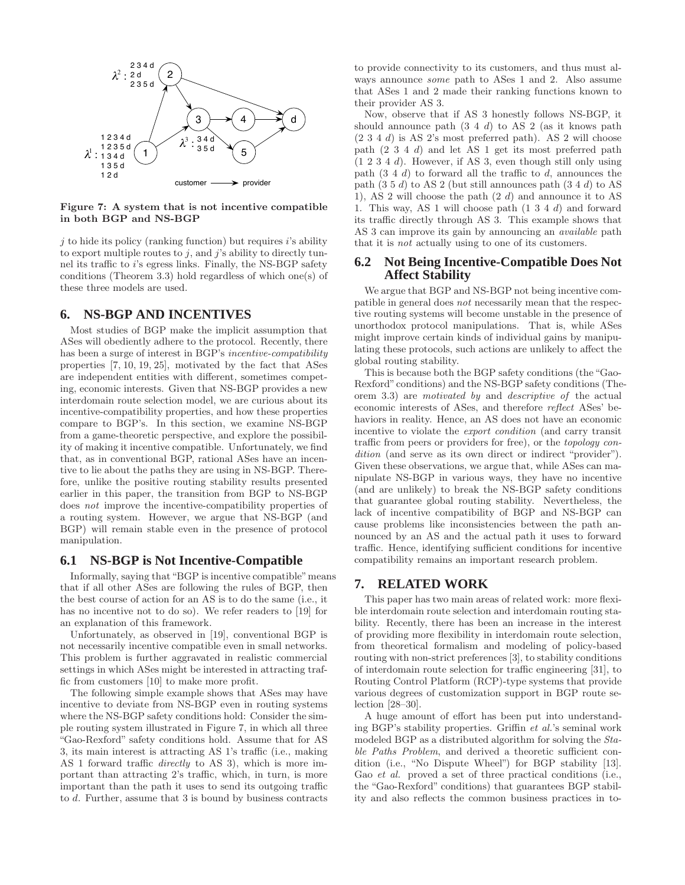Figure 7: A system that is not incentive compatible in both BGP and NS-BGP

$j$ to hide its policy (ranking function) but requires $i$'s ability to export multiple routes to $j$, and $j$'s ability to directly tunnel its traffic to $i$'s egress links. Finally, the NS-BGP safety conditions (Theorem 3.3) hold regardless of which one(s) of these three models are used.

# 6. NS-BGP AND INCENTIVES

Most studies of BGP make the implicit assumption that ASes will obediently adhere to the protocol. Recently, there has been a surge of interest in BGP's *incentive-compatibility* properties [7, 10, 19, 25], motivated by the fact that ASes are independent entities with different, sometimes competing, economic interests. Given that NS-BGP provides a new interdomain route selection model, we are curious about its incentive-compatibility properties, and how these properties compare to BGP's. In this section, we examine NS-BGP from a game-theoretic perspective, and explore the possibility of making it incentive compatible. Unfortunately, we find that, as in conventional BGP, rational ASes have an incentive to lie about the paths they are using in NS-BGP. Therefore, unlike the positive routing stability results presented earlier in this paper, the transition from BGP to NS-BGP does *not* improve the incentive-compatibility properties of a routing system. However, we argue that NS-BGP (and BGP) will remain stable even in the presence of protocol manipulation.

## 6.1 NS-BGP is Not Incentive-Compatible

Informally, saying that "BGP is incentive compatible" means that if all other ASes are following the rules of BGP, then the best course of action for an AS is to do the same (i.e., it has no incentive not to do so). We refer readers to [19] for an explanation of this framework.

Unfortunately, as observed in [19], conventional BGP is not necessarily incentive compatible even in small networks. This problem is further aggravated in realistic commercial settings in which ASes might be interested in attracting traffic from customers [10] to make more profit.

The following simple example shows that ASes may have incentive to deviate from NS-BGP even in routing systems where the NS-BGP safety conditions hold: Consider the simple routing system illustrated in Figure 7, in which all three "Gao-Rexford" safety conditions hold. Assume that for AS 3, its main interest is attracting AS 1's traffic (i.e., making AS 1 forward traffic *directly* to AS 3), which is more important than attracting 2's traffic, which, in turn, is more important than the path it uses to send its outgoing traffic to $d$. Further, assume that 3 is bound by business contracts to provide connectivity to its customers, and thus must always announce *some* path to ASes 1 and 2. Also assume that ASes 1 and 2 made their ranking functions known to their provider AS 3.

Now, observe that if AS 3 honestly follows NS-BGP, it should announce path (3 4 $d$) to AS 2 (as it knows path (2 3 4 $d$) is AS 2's most preferred path). AS 2 will choose path (2 3 4 $d$) and let AS 1 get its most preferred path (1 2 3 4 $d$). However, if AS 3, even though still only using path (3 4 $d$) to forward all the traffic to $d$, announces the path (3 5 $d$) to AS 2 (but still announces path (3 4 $d$) to AS 1), AS 2 will choose the path (2 $d$) and announce it to AS 1. This way, AS 1 will choose path (1 3 4 $d$) and forward its traffic directly through AS 3. This example shows that AS 3 can improve its gain by announcing an *available* path that it is *not* actually using to one of its customers.

## 6.2 Not Being Incentive-Compatible Does Not Affect Stability

We argue that BGP and NS-BGP not being incentive compatible in general does *not* necessarily mean that the respective routing systems will become unstable in the presence of unorthodox protocol manipulations. That is, while ASes might improve certain kinds of individual gains by manipulating these protocols, such actions are unlikely to affect the global routing stability.

This is because both the BGP safety conditions (the "Gao-Rexford" conditions) and the NS-BGP safety conditions (Theorem 3.3) are *motivated by* and *descriptive of* the actual economic interests of ASes, and therefore *reflect* ASes' behaviors in reality. Hence, an AS does not have an economic incentive to violate the *export condition* (and carry transit traffic from peers or providers for free), or the *topology condition* (and serve as its own direct or indirect "provider"). Given these observations, we argue that, while ASes can manipulate NS-BGP in various ways, they have no incentive (and are unlikely) to break the NS-BGP safety conditions that guarantee global routing stability. Nevertheless, the lack of incentive compatibility of BGP and NS-BGP can cause problems like inconsistencies between the path announced by an AS and the actual path it uses to forward traffic. Hence, identifying sufficient conditions for incentive compatibility remains an important research problem.

# 7. RELATED WORK

This paper has two main areas of related work: more flexible interdomain route selection and interdomain routing stability. Recently, there has been an increase in the interest of providing more flexibility in interdomain route selection, from theoretical formalism and modeling of policy-based routing with non-strict preferences [3], to stability conditions of interdomain route selection for traffic engineering [31], to Routing Control Platform (RCP)-type systems that provide various degrees of customization support in BGP route selection [28–30].

A huge amount of effort has been put into understanding BGP's stability properties. Griffin *et al.*'s seminal work modeled BGP as a distributed algorithm for solving the *Stable Paths Problem*, and derived a theoretic sufficient condition (i.e., "No Dispute Wheel") for BGP stability [13]. Gao *et al.* proved a set of three practical conditions (i.e., the "Gao-Rexford" conditions) that guarantees BGP stability and also reflects the common business practices in to-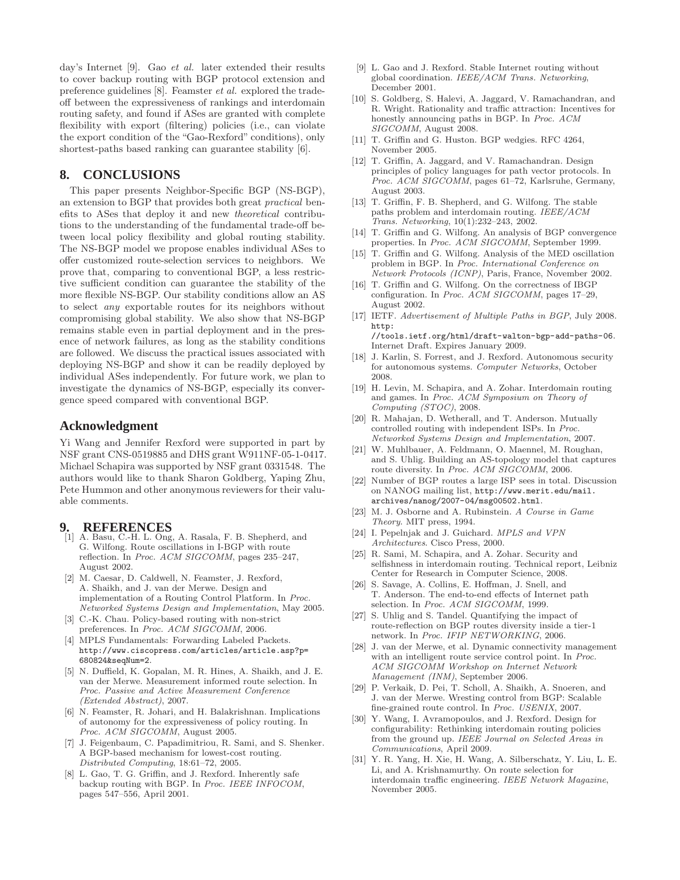day's Internet [9]. Gao *et al.* later extended their results to cover backup routing with BGP protocol extension and preference guidelines [8]. Feamster *et al.* explored the trade-off between the expressiveness of rankings and interdomain routing safety, and found if ASes are granted with complete flexibility with export (filtering) policies (i.e., can violate the export condition of the "Gao-Rexford" conditions), only shortest-paths based ranking can guarantee stability [6].

## 8. CONCLUSIONS

This paper presents Neighbor-Specific BGP (NS-BGP), an extension to BGP that provides both great *practical* benefits to ASes that deploy it and new *theoretical* contributions to the understanding of the fundamental trade-off between local policy flexibility and global routing stability. The NS-BGP model we propose enables individual ASes to offer customized route-selection services to neighbors. We prove that, comparing to conventional BGP, a less restrictive sufficient condition can guarantee the stability of the more flexible NS-BGP. Our stability conditions allow an AS to select *any* exportable routes for its neighbors without compromising global stability. We also show that NS-BGP remains stable even in partial deployment and in the presence of network failures, as long as the stability conditions are followed. We discuss the practical issues associated with deploying NS-BGP and show it can be readily deployed by individual ASes independently. For future work, we plan to investigate the dynamics of NS-BGP, especially its convergence speed compared with conventional BGP.

## Acknowledgment

Yi Wang and Jennifer Rexford were supported in part by NSF grant CNS-0519885 and DHS grant W911NF-05-1-0417. Michael Schapira was supported by NSF grant 0331548. The authors would like to thank Sharon Goldberg, Yaping Zhu, Pete Hummon and other anonymous reviewers for their valuable comments.

## 9. REFERENCES

[1] A. Basu, C.-H. L. Ong, A. Rasala, F. B. Shepherd, and G. Wilfong. Route oscillations in I-BGP with route reflection. In *Proc. ACM SIGCOMM*, pages 235–247, August 2002.

[2] M. Caesar, D. Caldwell, N. Feamster, J. Rexford, A. Shaikh, and J. van der Merwe. Design and implementation of a Routing Control Platform. In *Proc. Networked Systems Design and Implementation*, May 2005.

[3] C.-K. Chau. Policy-based routing with non-strict preferences. In *Proc. ACM SIGCOMM*, 2006.

[4] MPLS Fundamentals: Forwarding Labeled Packets. http://www.ciscopress.com/articles/article.asp?p=680824&seqNum=2.

[5] N. Duffield, K. Gopalan, M. R. Hines, A. Shaikh, and J. E. van der Merwe. Measurement informed route selection. In *Proc. Passive and Active Measurement Conference (Extended Abstract)*, 2007.

[6] N. Feamster, R. Johari, and H. Balakrishnan. Implications of autonomy for the expressiveness of policy routing. In *Proc. ACM SIGCOMM*, August 2005.

[7] J. Feigenbaum, C. Papadimitriou, R. Sami, and S. Shenker. A BGP-based mechanism for lowest-cost routing. *Distributed Computing*, 18:61–72, 2005.

[8] L. Gao, T. G. Griffin, and J. Rexford. Inherently safe backup routing with BGP. In *Proc. IEEE INFOCOM*, pages 547–556, April 2001.

[9] L. Gao and J. Rexford. Stable Internet routing without global coordination. *IEEE/ACM Trans. Networking*, December 2001.

[10] S. Goldberg, S. Halevi, A. Jaggard, V. Ramachandran, and R. Wright. Rationality and traffic attraction: Incentives for honestly announcing paths in BGP. In *Proc. ACM SIGCOMM*, August 2008.

[11] T. Griffin and G. Huston. BGP wedgies. RFC 4264, November 2005.

[12] T. Griffin, A. Jaggard, and V. Ramachandran. Design principles of policy languages for path vector protocols. In *Proc. ACM SIGCOMM*, pages 61–72, Karlsruhe, Germany, August 2003.

[13] T. Griffin, F. B. Shepherd, and G. Wilfong. The stable paths problem and interdomain routing. *IEEE/ACM Trans. Networking*, 10(1):232–243, 2002.

[14] T. Griffin and G. Wilfong. An analysis of BGP convergence properties. In *Proc. ACM SIGCOMM*, September 1999.

[15] T. Griffin and G. Wilfong. Analysis of the MED oscillation problem in BGP. In *Proc. International Conference on Network Protocols (ICNP)*, Paris, France, November 2002.

[16] T. Griffin and G. Wilfong. On the correctness of IBGP configuration. In *Proc. ACM SIGCOMM*, pages 17–29, August 2002.

[17] IETF. *Advertisement of Multiple Paths in BGP*, July 2008. http://tools.ietf.org/html/draft-walton-bgp-add-paths-06. Internet Draft. Expires January 2009.

[18] J. Karlin, S. Forrest, and J. Rexford. Autonomous security for autonomous systems. *Computer Networks*, October 2008.

[19] H. Levin, M. Schapira, and A. Zohar. Interdomain routing and games. In *Proc. ACM Symposium on Theory of Computing (STOC)*, 2008.

[20] R. Mahajan, D. Wetherall, and T. Anderson. Mutually controlled routing with independent ISPs. In *Proc. Networked Systems Design and Implementation*, 2007.

[21] W. Muhlbauer, A. Feldmann, O. Maennel, M. Roughan, and S. Uhlig. Building an AS-topology model that captures route diversity. In *Proc. ACM SIGCOMM*, 2006.

[22] Number of BGP routes a large ISP sees in total. Discussion on NANOG mailing list, http://www.merit.edu/mail.archives/nanog/2007-04/msg00502.html.

[23] M. J. Osborne and A. Rubinstein. *A Course in Game Theory*. MIT press, 1994.

[24] I. Pepelnjak and J. Guichard. *MPLS and VPN Architectures*. Cisco Press, 2000.

[25] R. Sami, M. Schapira, and A. Zohar. Security and selfishness in interdomain routing. Technical report, Leibniz Center for Research in Computer Science, 2008.

[26] S. Savage, A. Collins, E. Hoffman, J. Snell, and T. Anderson. The end-to-end effects of Internet path selection. In *Proc. ACM SIGCOMM*, 1999.

[27] S. Uhlig and S. Tandel. Quantifying the impact of route-reflection on BGP routes diversity inside a tier-1 network. In *Proc. IFIP NETWORKING*, 2006.

[28] J. van der Merwe, et al. Dynamic connectivity management with an intelligent route service control point. In *Proc. ACM SIGCOMM Workshop on Internet Network Management (INM)*, September 2006.

[29] P. Verkaik, D. Pei, T. Scholl, A. Shaikh, A. Snoeren, and J. van der Merwe. Wresting control from BGP: Scalable fine-grained route control. In *Proc. USENIX*, 2007.

[30] Y. Wang, I. Avramopoulos, and J. Rexford. Design for configurability: Rethinking interdomain routing policies from the ground up. *IEEE Journal on Selected Areas in Communications*, April 2009.

[31] Y. R. Yang, H. Xie, H. Wang, A. Silberschatz, Y. Liu, L. E. Li, and A. Krishnamurthy. On route selection for interdomain traffic engineering. *IEEE Network Magazine*, November 2005.